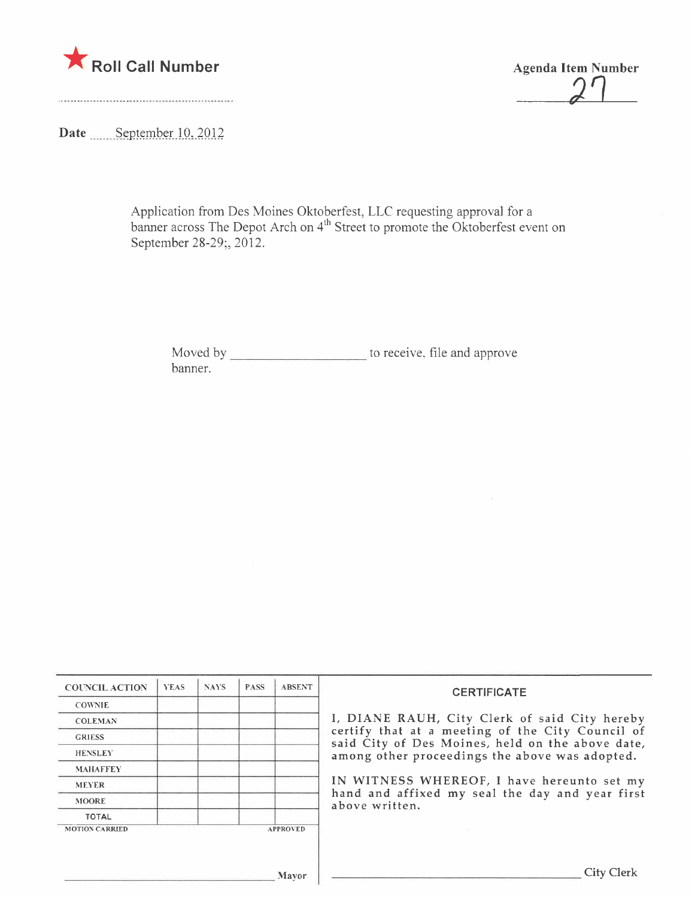★ **Roll Call Number**

**Agenda Item Number**

27

**Date** September 10, 2012

Application from Des Moines Oktoberfest, LLC requesting approval for a banner across The Depot Arch on 4th Street to promote the Oktoberfest event on September 28-29;, 2012.

Moved by ____________________ to receive, file and approve banner.

| COUNCIL ACTION | YEAS | NAYS | PASS | ABSENT |
|---|---|---|---|---|
| COWNIE | | | | |
| COLEMAN | | | | |
| GRIESS | | | | |
| HENSLEY | | | | |
| MAHAFFEY | | | | |
| MEYER | | | | |
| MOORE | | | | |
| TOTAL | | | | |

MOTION CARRIED APPROVED

______________________________ Mayor

**CERTIFICATE**

I, DIANE RAUH, City Clerk of said City hereby certify that at a meeting of the City Council of said City of Des Moines, held on the above date, among other proceedings the above was adopted.

IN WITNESS WHEREOF, I have hereunto set my hand and affixed my seal the day and year first above written.

______________________________ City Clerk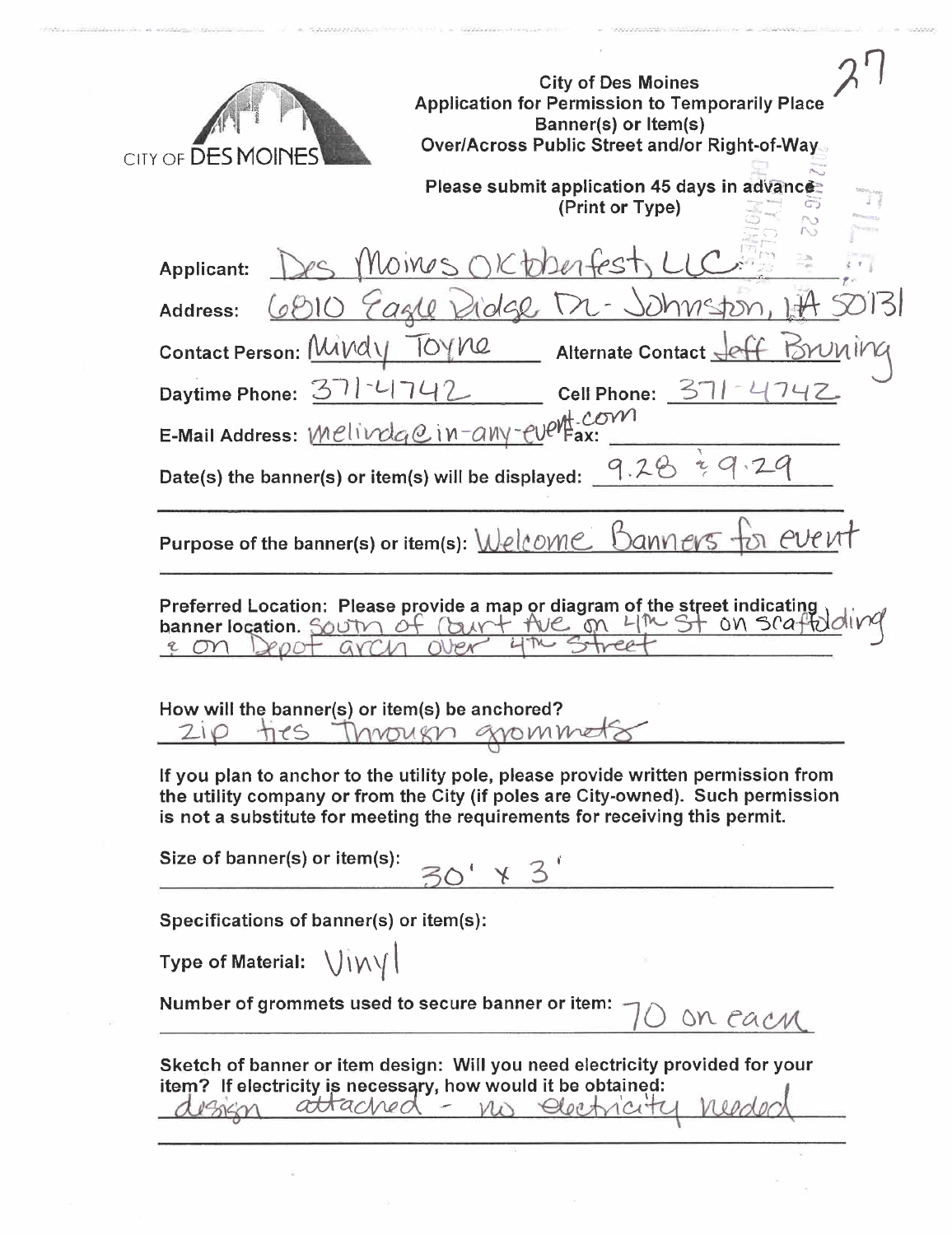CITY OF DES MOINES

**City of Des Moines**
**Application for Permission to Temporarily Place Banner(s) or Item(s) Over/Across Public Street and/or Right-of-Way**

27

**Please submit application 45 days in advance**
**(Print or Type)**

FILED

Applicant: Des Moines Oktoberfest, LLC

Address: 6810 Eagle Ridge Dr - Johnston, IA 50131

Contact Person: Mindy Toyne    Alternate Contact: Jeff Bruning

Daytime Phone: 371-4742    Cell Phone: 371-4742

E-Mail Address: melinda@in-any-event.com    Fax:

Date(s) the banner(s) or item(s) will be displayed: 9.28 & 9.29

Purpose of the banner(s) or item(s): Welcome Banners for event

Preferred Location: Please provide a map or diagram of the street indicating banner location. South of Court Ave on 4th St on scaffolding & on Depot arch over 4th Street

How will the banner(s) or item(s) be anchored?
zip ties through grommets

If you plan to anchor to the utility pole, please provide written permission from the utility company or from the City (if poles are City-owned). Such permission is not a substitute for meeting the requirements for receiving this permit.

Size of banner(s) or item(s): 30' x 3'

Specifications of banner(s) or item(s):

Type of Material: Vinyl

Number of grommets used to secure banner or item: 70 on each

Sketch of banner or item design: Will you need electricity provided for your item? If electricity is necessary, how would it be obtained:
design attached - no electricity needed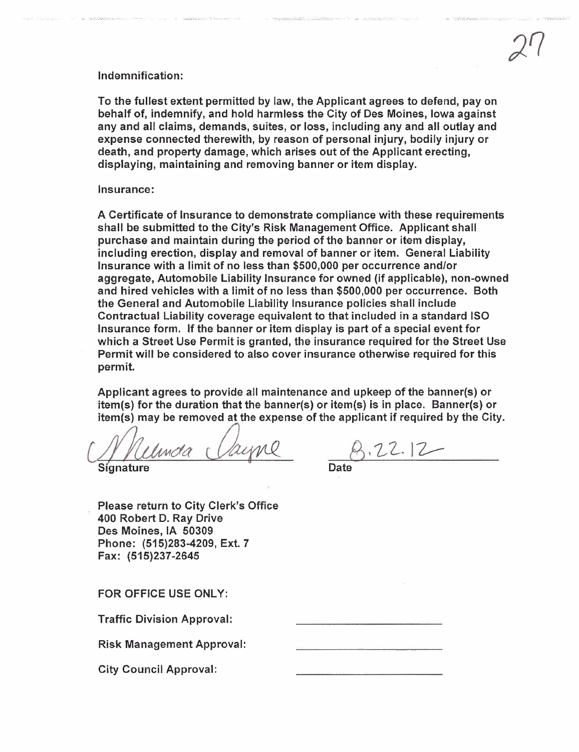Indemnification:

To the fullest extent permitted by law, the Applicant agrees to defend, pay on behalf of, indemnify, and hold harmless the City of Des Moines, Iowa against any and all claims, demands, suites, or loss, including any and all outlay and expense connected therewith, by reason of personal injury, bodily injury or death, and property damage, which arises out of the Applicant erecting, displaying, maintaining and removing banner or item display.

Insurance:

A Certificate of Insurance to demonstrate compliance with these requirements shall be submitted to the City's Risk Management Office. Applicant shall purchase and maintain during the period of the banner or item display, including erection, display and removal of banner or item. General Liability Insurance with a limit of no less than $500,000 per occurrence and/or aggregate, Automobile Liability Insurance for owned (if applicable), non-owned and hired vehicles with a limit of no less than $500,000 per occurrence. Both the General and Automobile Liability Insurance policies shall include Contractual Liability coverage equivalent to that included in a standard ISO Insurance form. If the banner or item display is part of a special event for which a Street Use Permit is granted, the insurance required for the Street Use Permit will be considered to also cover insurance otherwise required for this permit.

Applicant agrees to provide all maintenance and upkeep of the banner(s) or item(s) for the duration that the banner(s) or item(s) is in place. Banner(s) or item(s) may be removed at the expense of the applicant if required by the City.

Melinda Payne — Signature

8.22.12 — Date

Please return to City Clerk's Office
400 Robert D. Ray Drive
Des Moines, IA 50309
Phone: (515)283-4209, Ext. 7
Fax: (515)237-2645

FOR OFFICE USE ONLY:

Traffic Division Approval: ____________________

Risk Management Approval: ____________________

City Council Approval: ____________________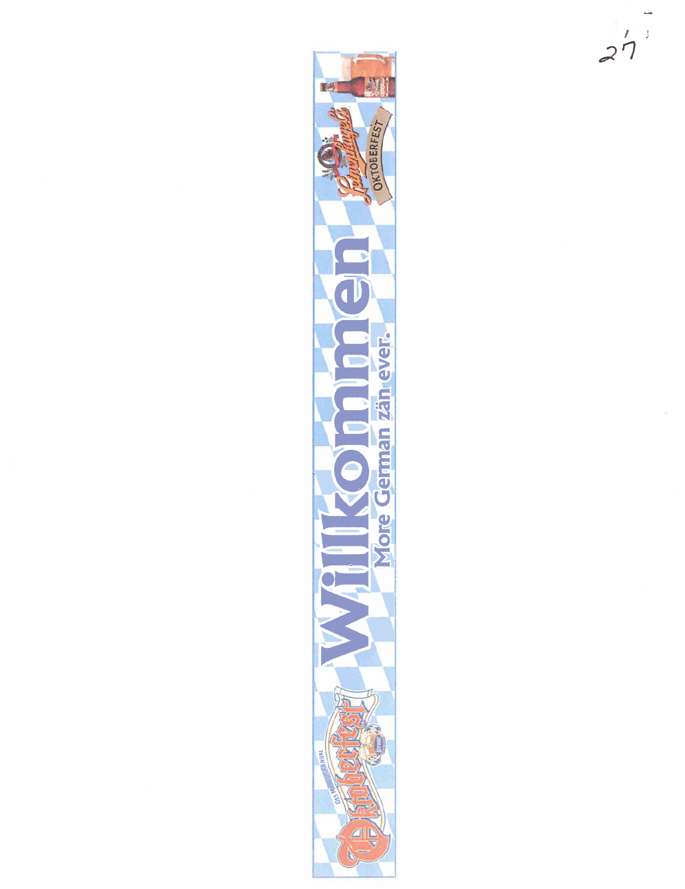DES MOST ANNUAL Oktoberfest

Willkommen

More German zän ever.

Leinenkugel's

OKTOBERFEST